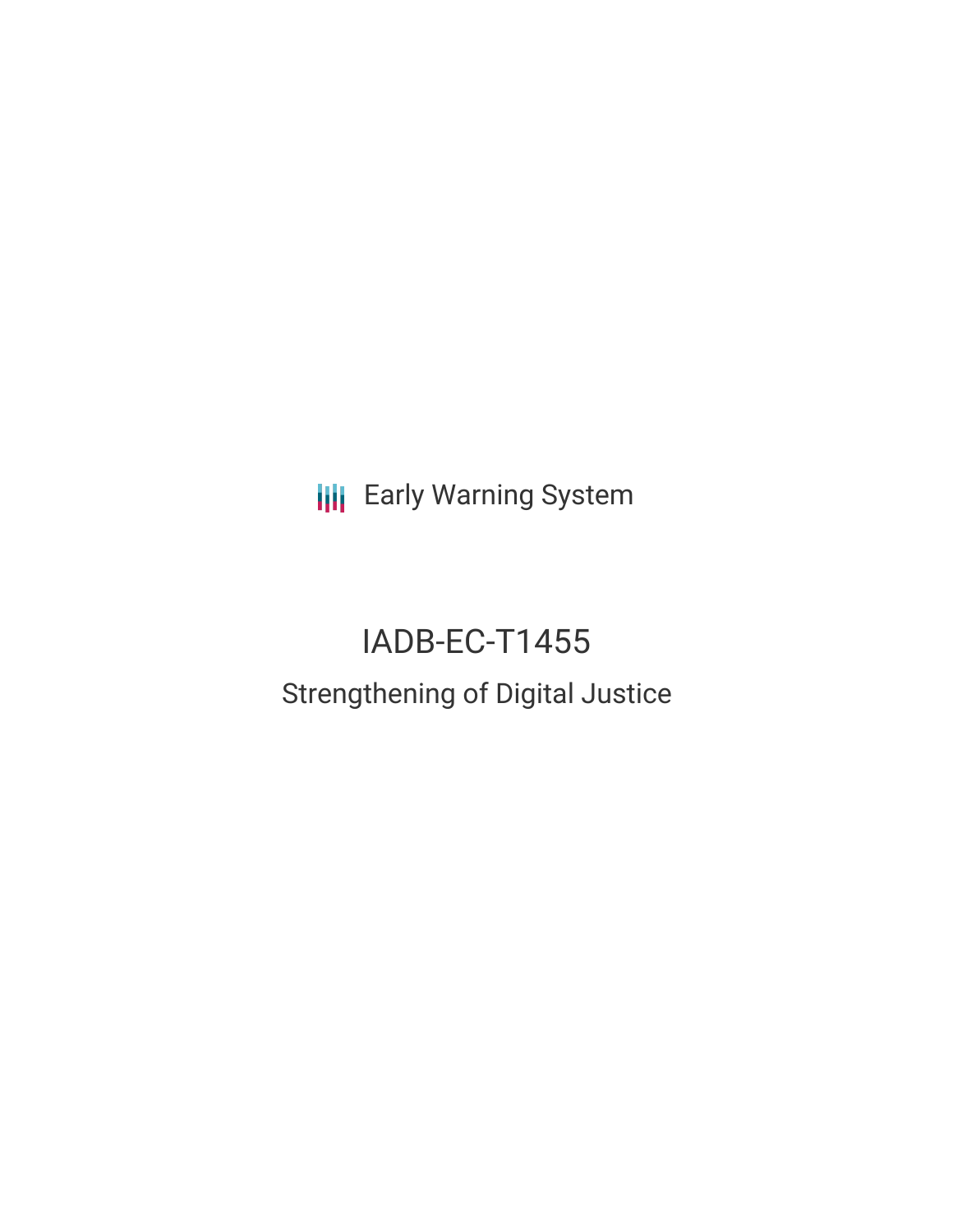Early Warning System

# IADB-EC-T1455

## Strengthening of Digital Justice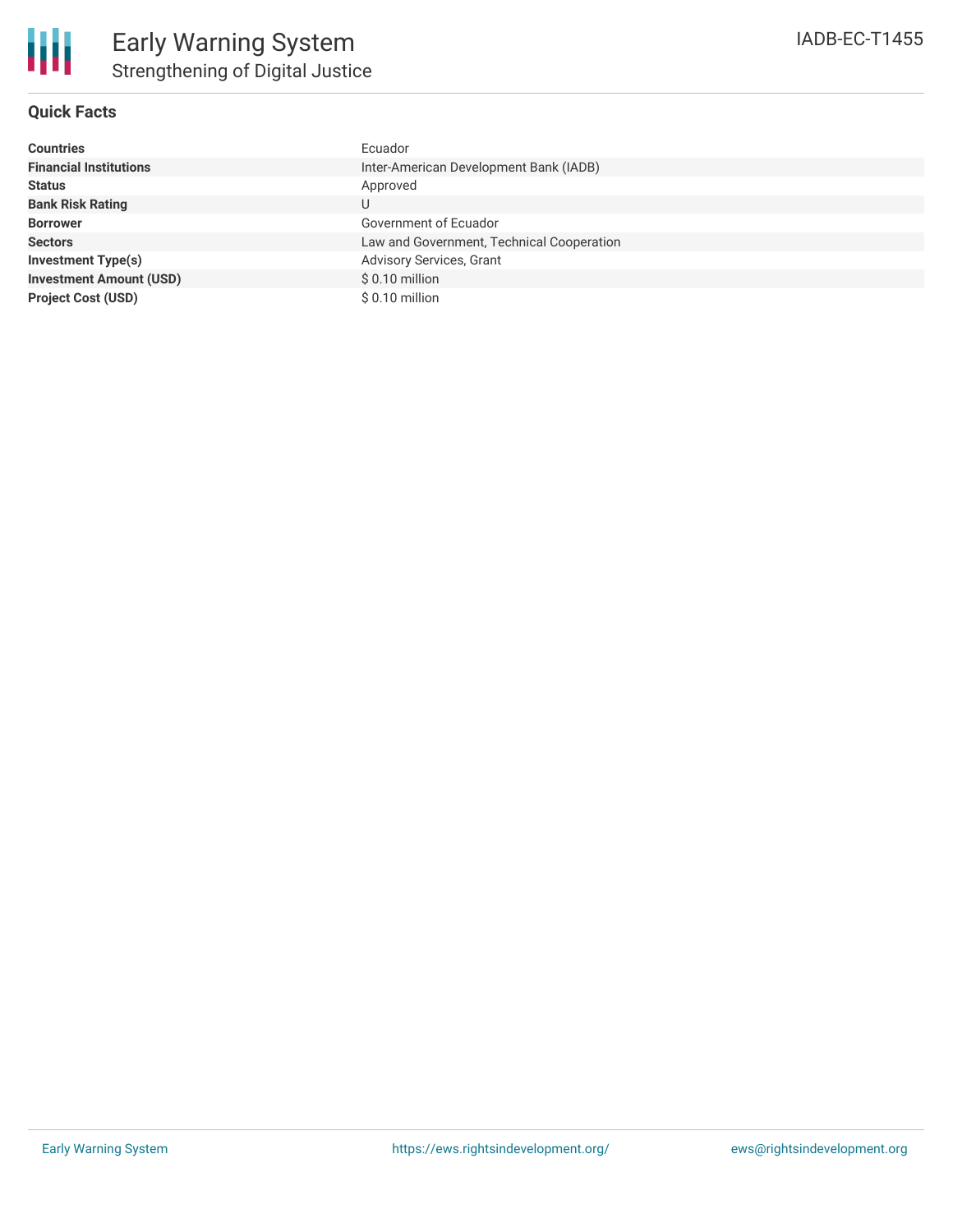# Early Warning System

## Strengthening of Digital Justice

IADB-EC-T1455

### Quick Facts

| | |
|---|---|
| **Countries** | Ecuador |
| **Financial Institutions** | Inter-American Development Bank (IADB) |
| **Status** | Approved |
| **Bank Risk Rating** | U |
| **Borrower** | Government of Ecuador |
| **Sectors** | Law and Government, Technical Cooperation |
| **Investment Type(s)** | Advisory Services, Grant |
| **Investment Amount (USD)** | $ 0.10 million |
| **Project Cost (USD)** | $ 0.10 million |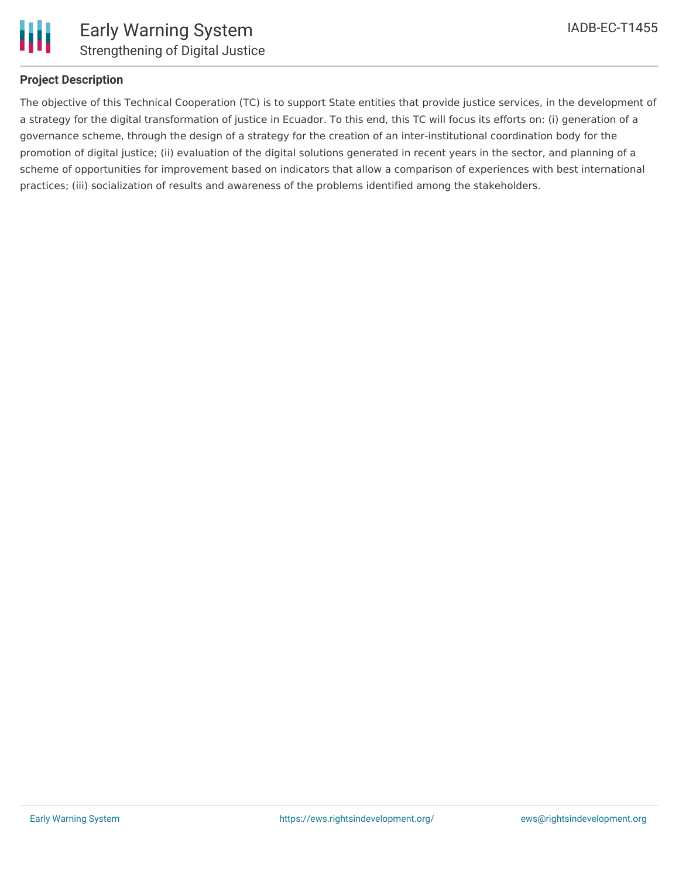**Project Description**

The objective of this Technical Cooperation (TC) is to support State entities that provide justice services, in the development of a strategy for the digital transformation of justice in Ecuador. To this end, this TC will focus its efforts on: (i) generation of a governance scheme, through the design of a strategy for the creation of an inter-institutional coordination body for the promotion of digital justice; (ii) evaluation of the digital solutions generated in recent years in the sector, and planning of a scheme of opportunities for improvement based on indicators that allow a comparison of experiences with best international practices; (iii) socialization of results and awareness of the problems identified among the stakeholders.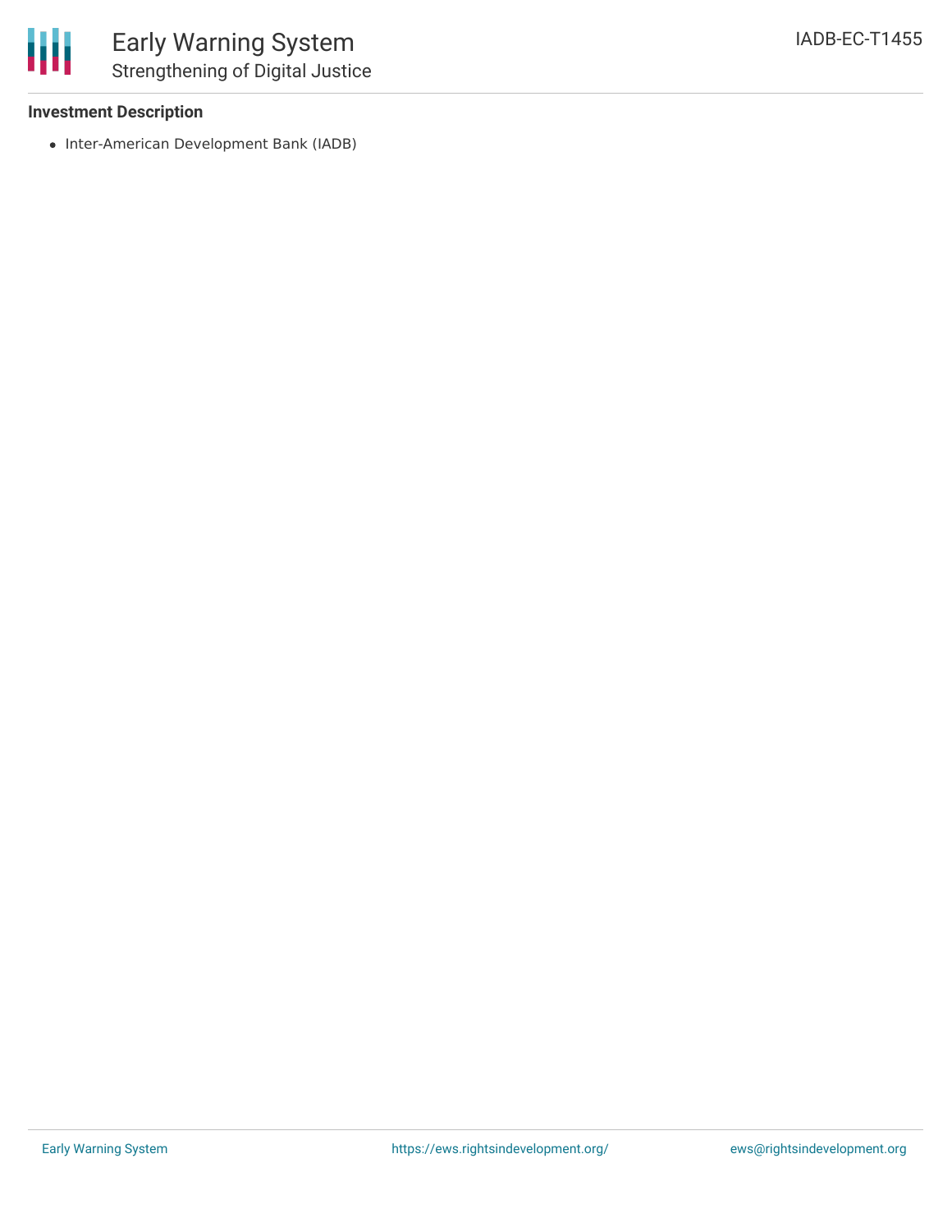**Investment Description**

- Inter-American Development Bank (IADB)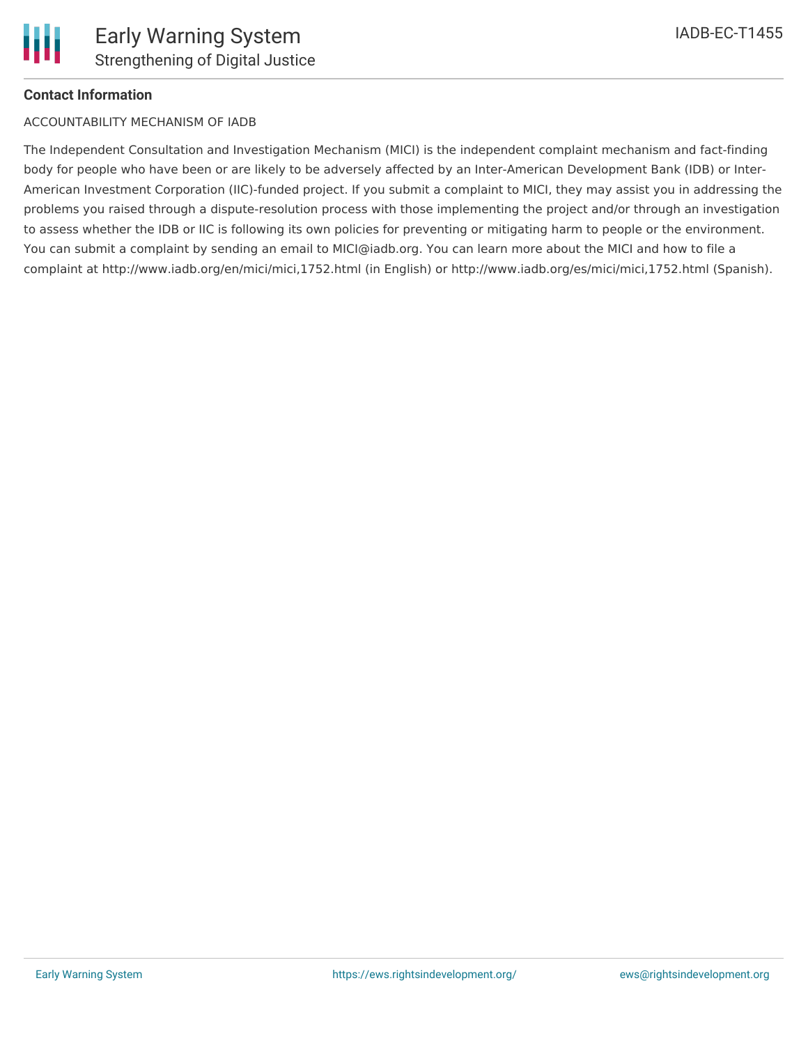**Contact Information**

ACCOUNTABILITY MECHANISM OF IADB

The Independent Consultation and Investigation Mechanism (MICI) is the independent complaint mechanism and fact-finding body for people who have been or are likely to be adversely affected by an Inter-American Development Bank (IDB) or Inter-American Investment Corporation (IIC)-funded project. If you submit a complaint to MICI, they may assist you in addressing the problems you raised through a dispute-resolution process with those implementing the project and/or through an investigation to assess whether the IDB or IIC is following its own policies for preventing or mitigating harm to people or the environment. You can submit a complaint by sending an email to MICI@iadb.org. You can learn more about the MICI and how to file a complaint at http://www.iadb.org/en/mici/mici,1752.html (in English) or http://www.iadb.org/es/mici/mici,1752.html (Spanish).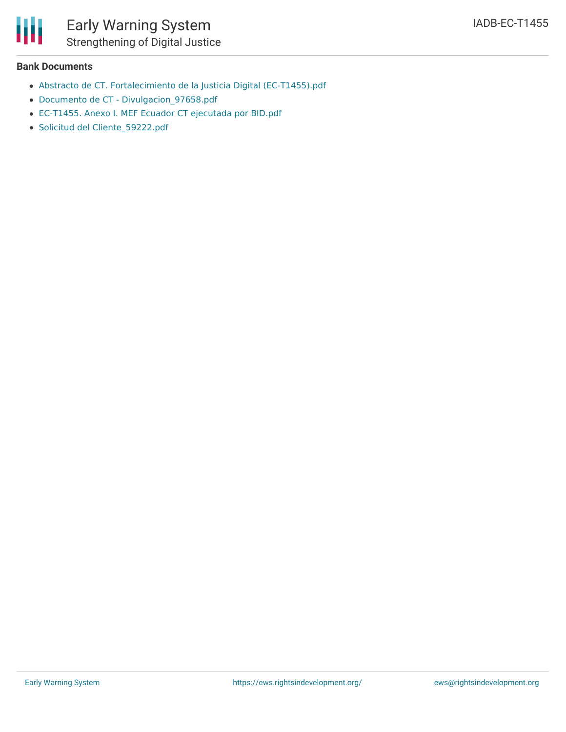**Bank Documents**

- Abstracto de CT. Fortalecimiento de la Justicia Digital (EC-T1455).pdf
- Documento de CT - Divulgacion_97658.pdf
- EC-T1455. Anexo I. MEF Ecuador CT ejecutada por BID.pdf
- Solicitud del Cliente_59222.pdf